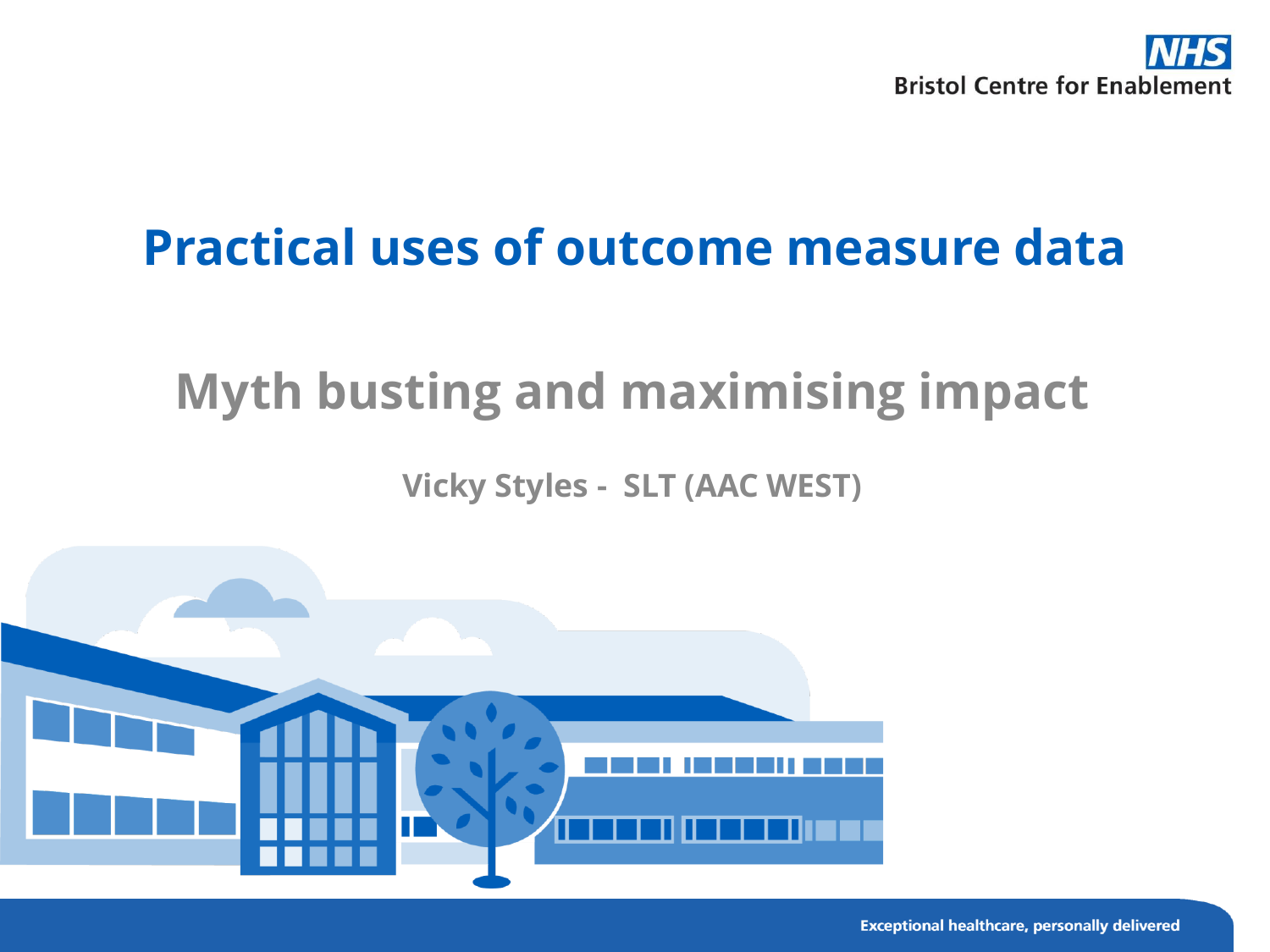# Practical uses of outcome measure data

## Myth busting and maximising impact

**Vicky Styles - SLT (AAC WEST)**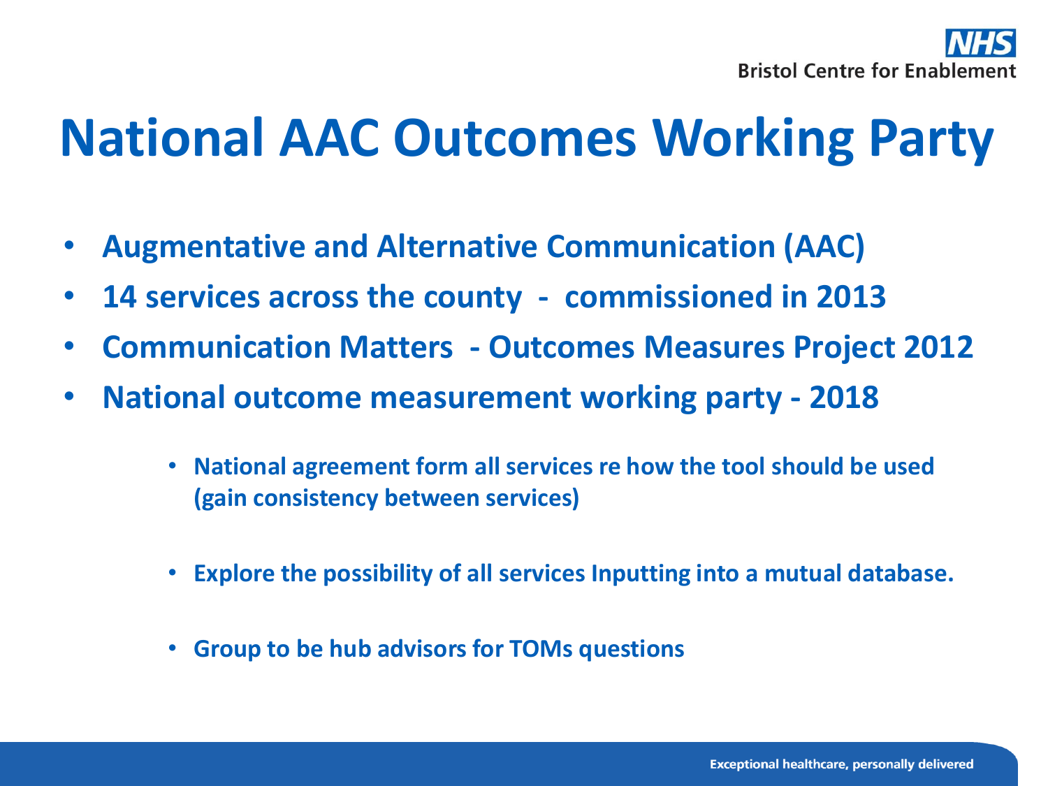# National AAC Outcomes Working Party

- **Augmentative and Alternative Communication (AAC)**
- **14 services across the county - commissioned in 2013**
- **Communication Matters - Outcomes Measures Project 2012**
- **National outcome measurement working party - 2018**
  - **National agreement form all services re how the tool should be used (gain consistency between services)**
  - **Explore the possibility of all services Inputting into a mutual database.**
  - **Group to be hub advisors for TOMs questions**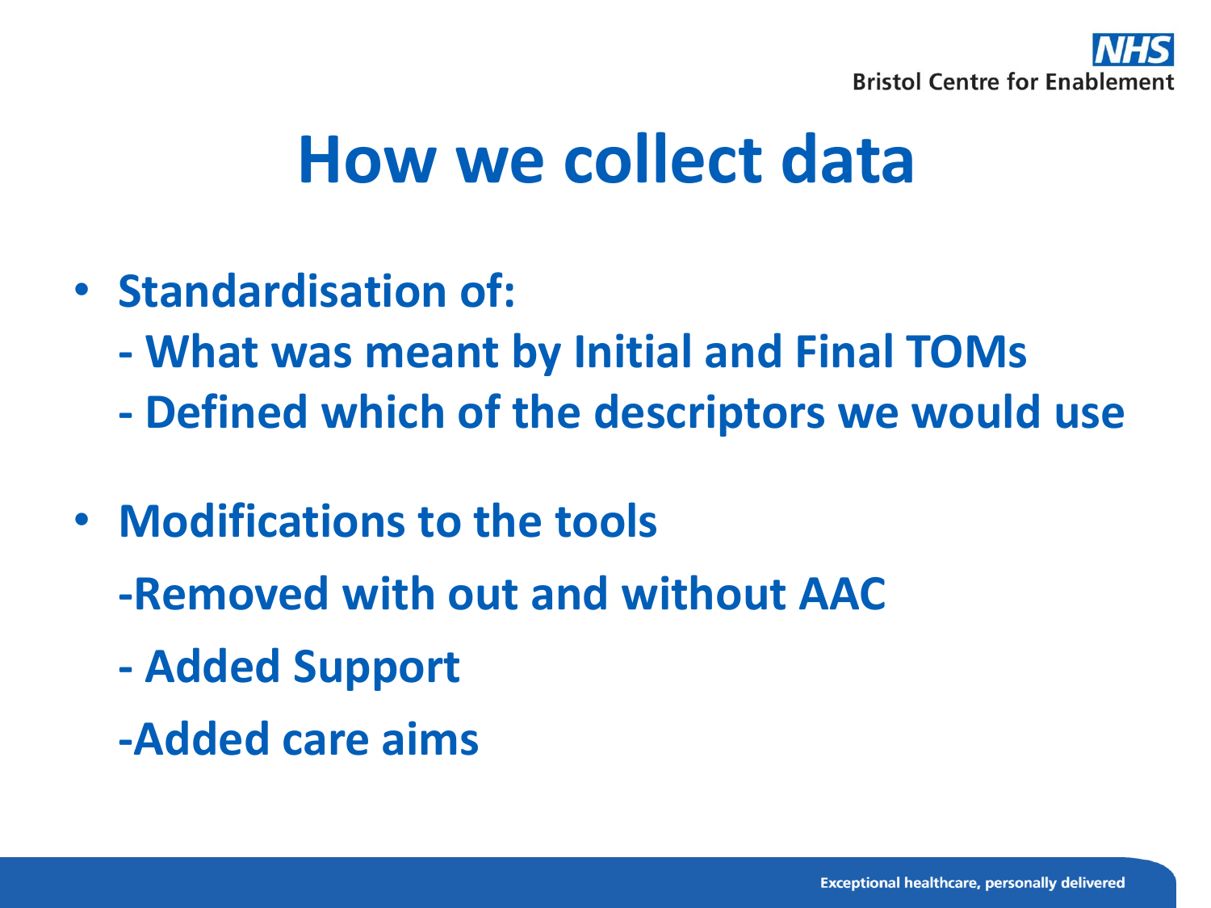# How we collect data

- **Standardisation of:**
  - **What was meant by Initial and Final TOMs**
  - **Defined which of the descriptors we would use**
- **Modifications to the tools**
  - **Removed with out and without AAC**
  - **Added Support**
  - **Added care aims**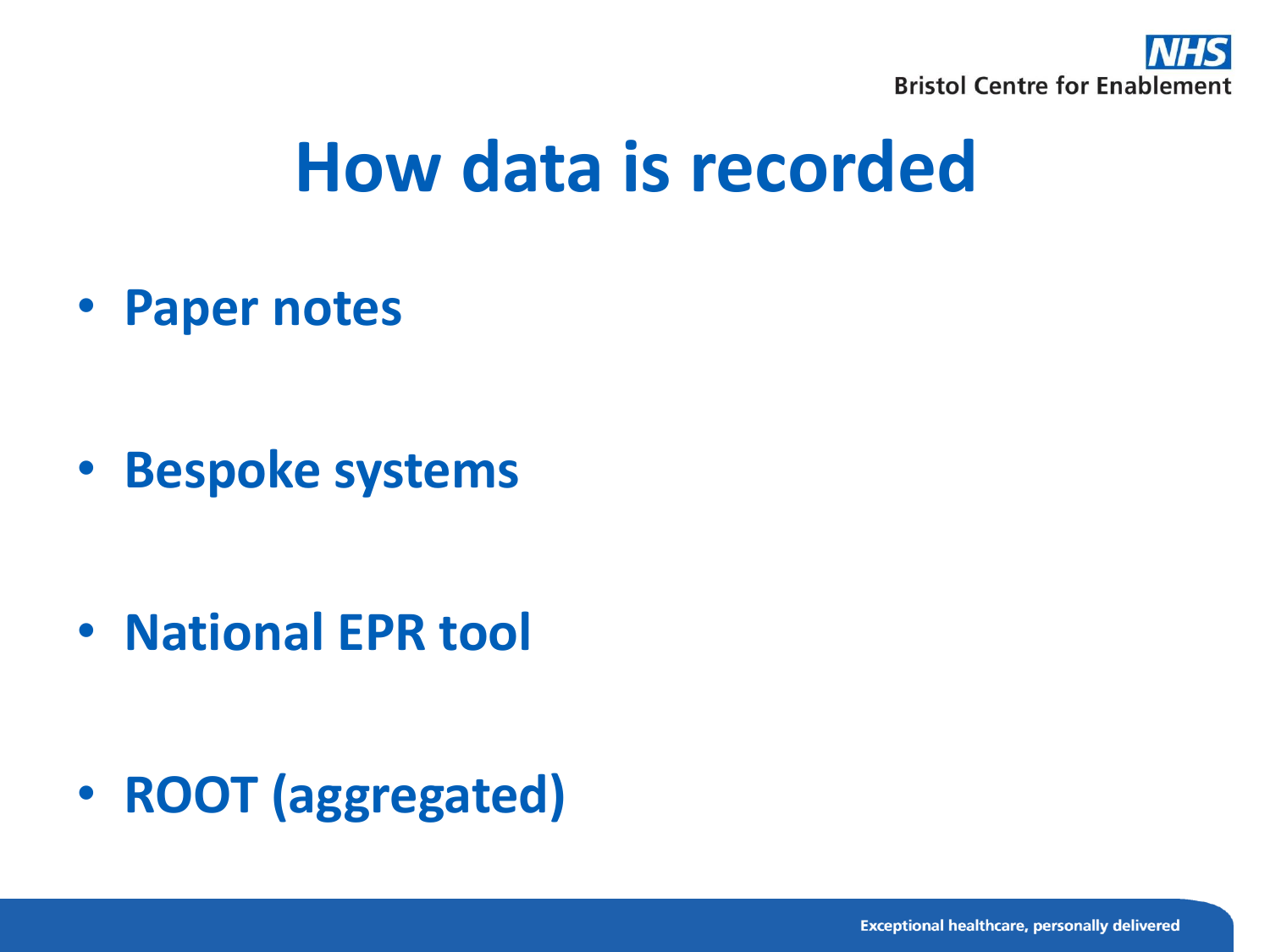# How data is recorded

- **Paper notes**
- **Bespoke systems**
- **National EPR tool**
- **ROOT (aggregated)**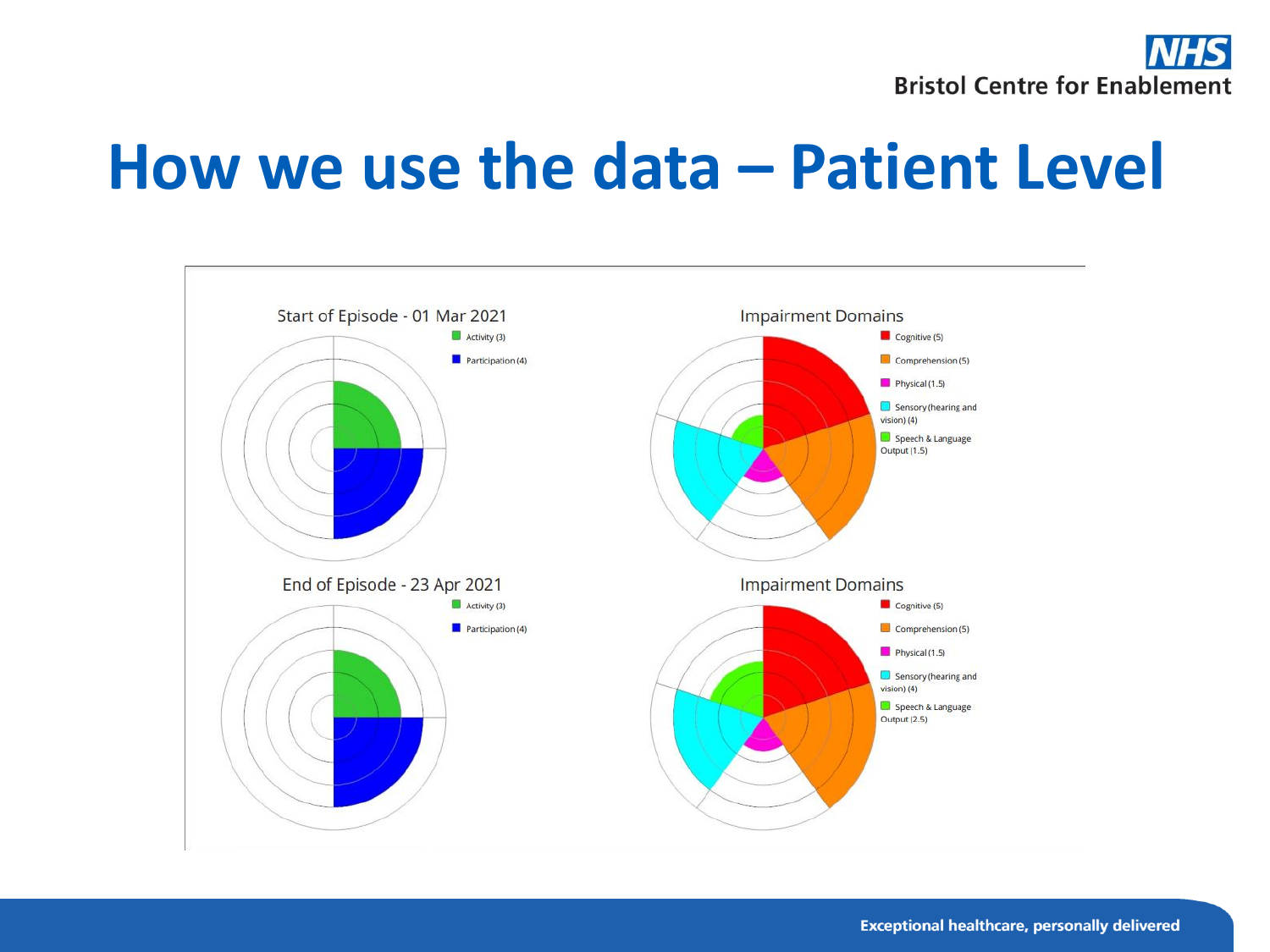# How we use the data – Patient Level

Start of Episode - 01 Mar 2021

- Activity (3)
- Participation (4)

Impairment Domains

- Cognitive (5)
- Comprehension (5)
- Physical (1.5)
- Sensory (hearing and vision) (4)
- Speech & Language Output (1.5)

End of Episode - 23 Apr 2021

- Activity (3)
- Participation (4)

Impairment Domains

- Cognitive (5)
- Comprehension (5)
- Physical (1.5)
- Sensory (hearing and vision) (4)
- Speech & Language Output (2.5)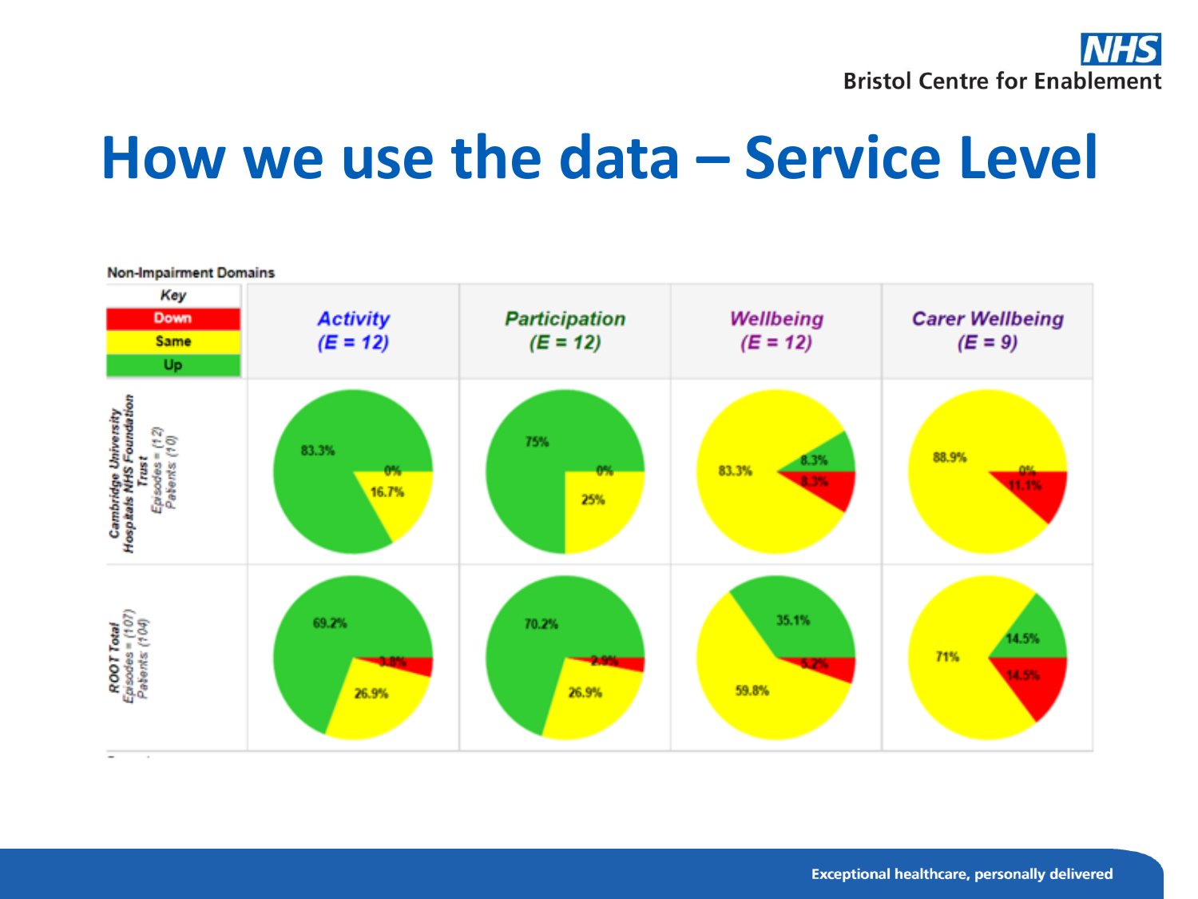# How we use the data – Service Level

**Non-Impairment Domains**

| Key: Down (red), Same (yellow), Up (green) | *Activity (E = 12)* | *Participation (E = 12)* | *Wellbeing (E = 12)* | *Carer Wellbeing (E = 9)* |
|---|---|---|---|---|
| **Cambridge University Hospitals NHS Foundation Trust** *Episodes = (12) Patients (10)* | Up 83.3%, Same 16.7%, Down 0% | Up 75%, Same 25%, Down 0% | Same 83.3%, Up 8.3%, Down 8.3% | Same 88.9%, Down 11.1%, Up 0% |
| **ROOT Total** *Episodes = (107) Patients (104)* | Up 69.2%, Same 26.9%, Down 3.8% | Up 70.2%, Same 26.9%, Down 2.9% | Same 59.8%, Up 35.1%, Down 5.2% | Same 71%, Up 14.5%, Down 14.5% |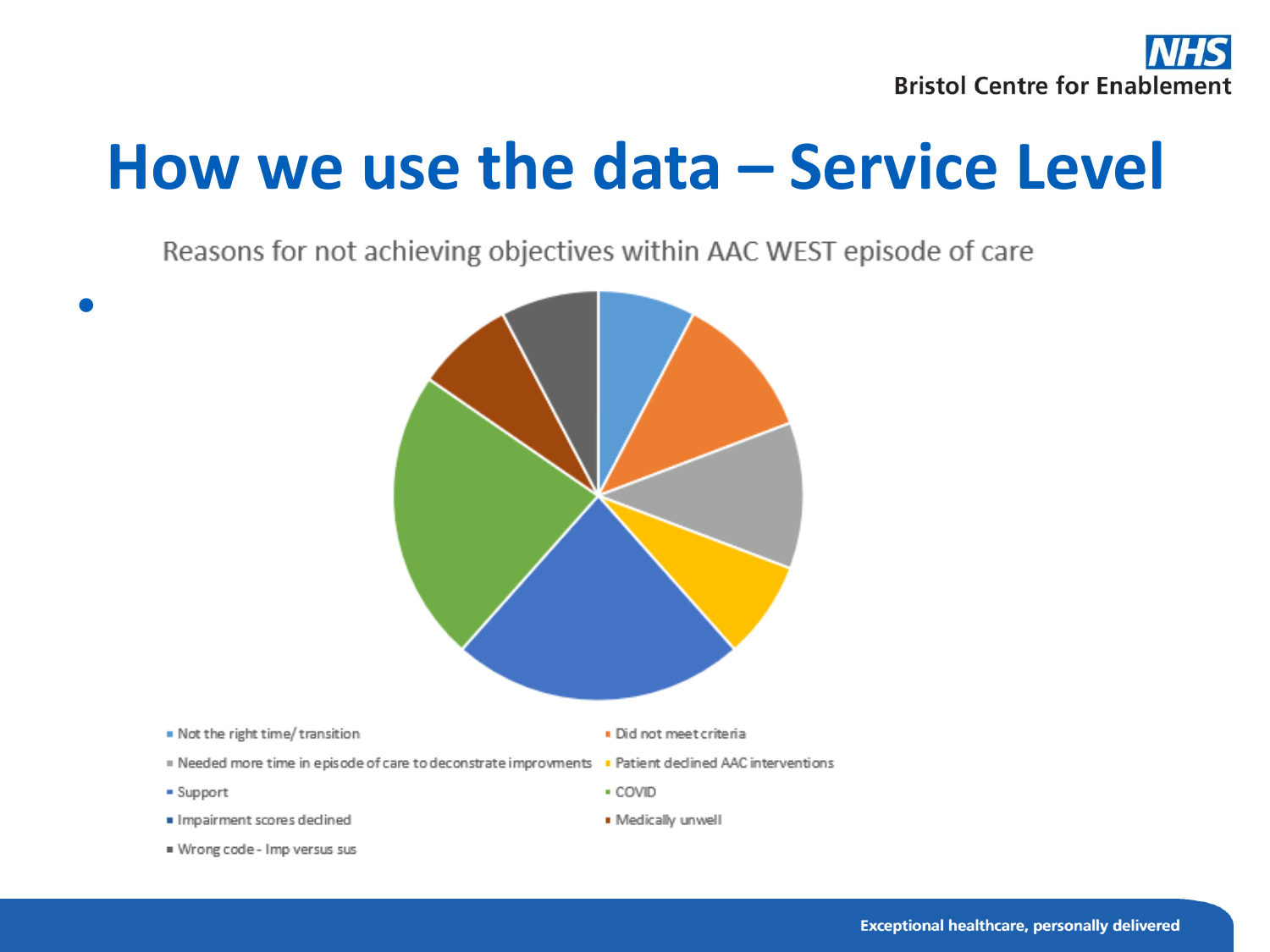# How we use the data – Service Level

Reasons for not achieving objectives within AAC WEST episode of care

- Not the right time/ transition
- Did not meet criteria
- Needed more time in episode of care to deconstrate improvments
- Patient declined AAC interventions
- Support
- COVID
- Impairment scores declined
- Medically unwell
- Wrong code - Imp versus sus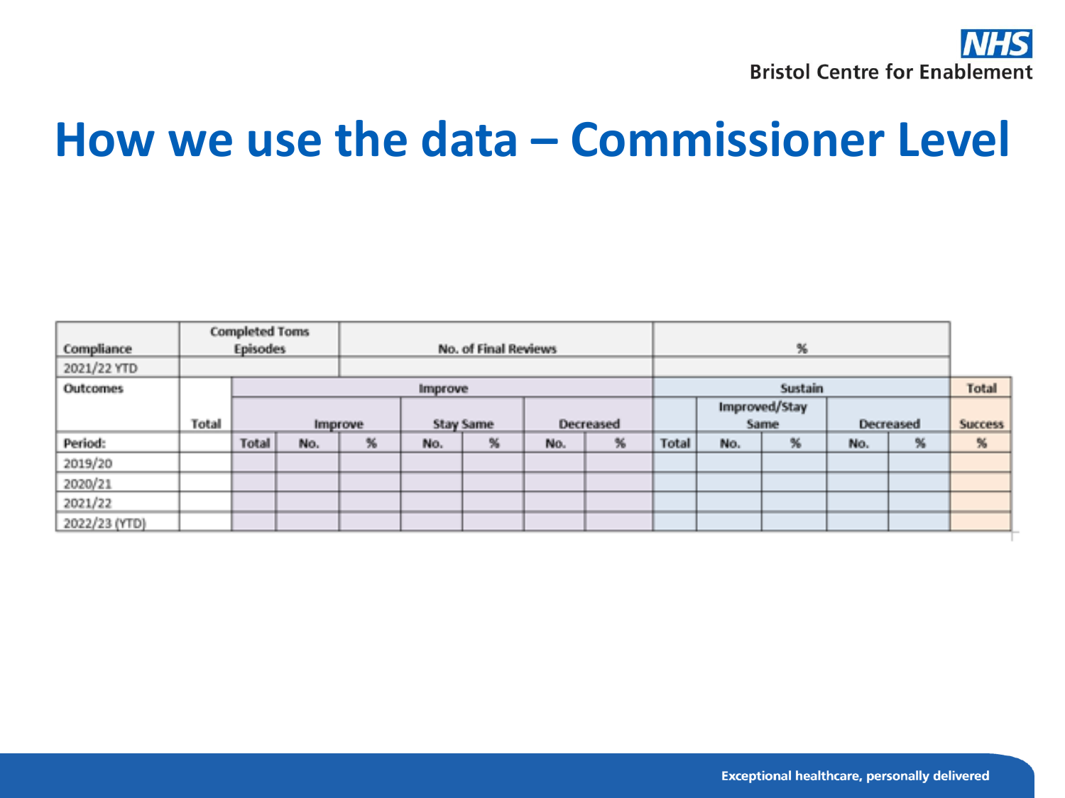# How we use the data – Commissioner Level

| Compliance | Completed Toms Episodes | | No. of Final Reviews | | | | | | % | | | | | |
|---|---|---|---|---|---|---|---|---|---|---|---|---|---|---|
| 2021/22 YTD | | | | | | | | | | | | | | |
| Outcomes | | Improve | | | | | | | Sustain | | | | | Total |
| | Total | | Improve | | Stay Same | | Decreased | | | Improved/Stay Same | | Decreased | | Success |
| Period: | | Total | No. | % | No. | % | No. | % | Total | No. | % | No. | % | % |
| 2019/20 | | | | | | | | | | | | | | |
| 2020/21 | | | | | | | | | | | | | | |
| 2021/22 | | | | | | | | | | | | | | |
| 2022/23 (YTD) | | | | | | | | | | | | | | |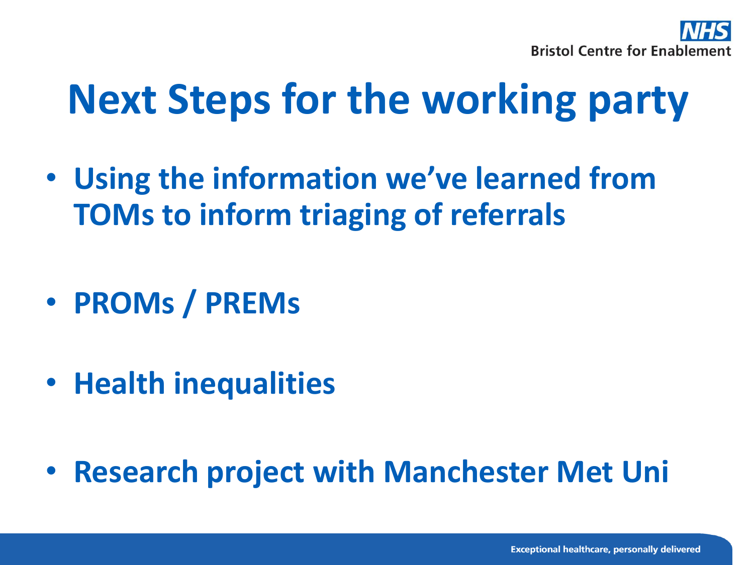# Next Steps for the working party

- **Using the information we've learned from TOMs to inform triaging of referrals**
- **PROMs / PREMs**
- **Health inequalities**
- **Research project with Manchester Met Uni**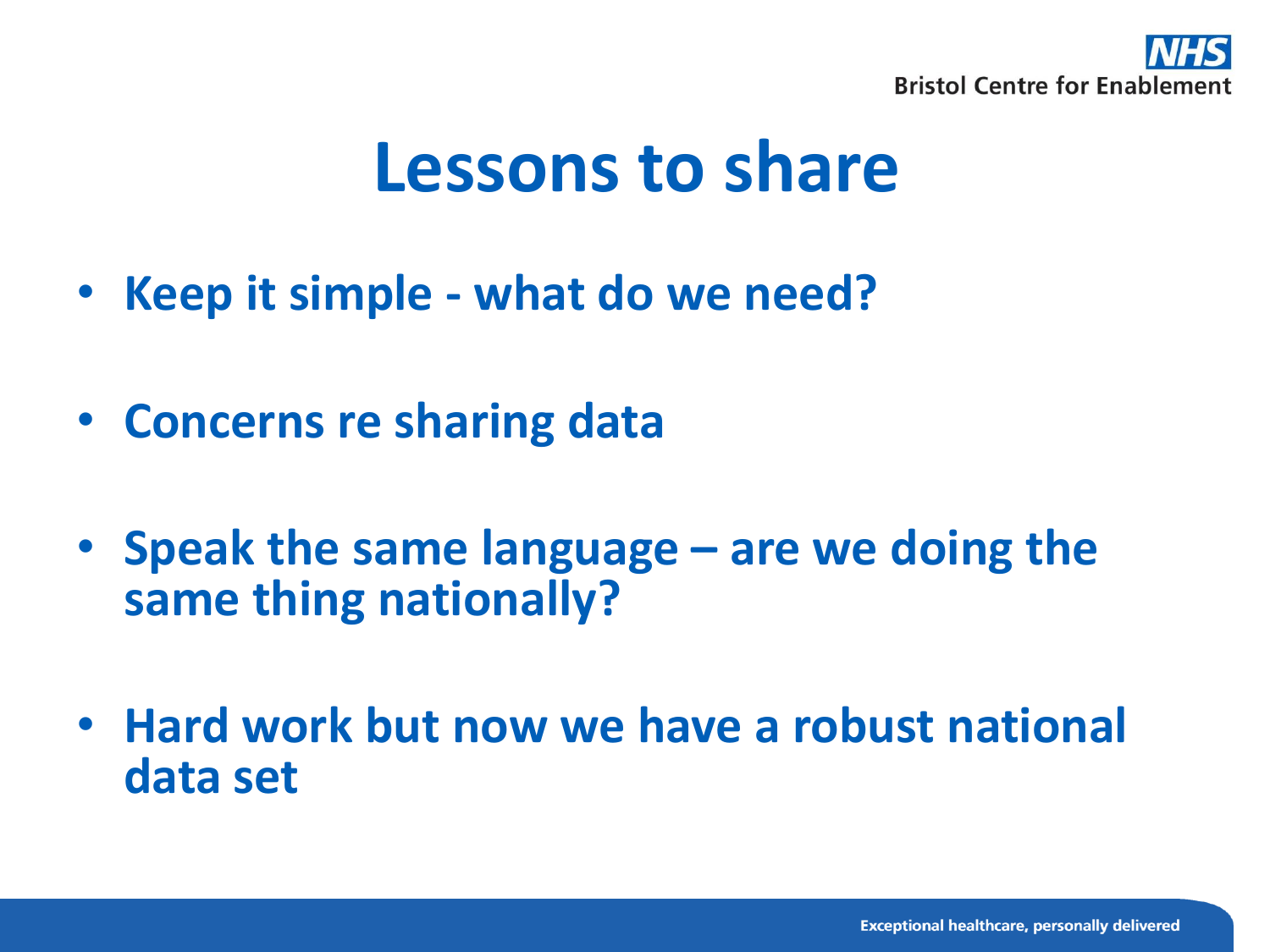# Lessons to share

- Keep it simple - what do we need?
- Concerns re sharing data
- Speak the same language – are we doing the same thing nationally?
- Hard work but now we have a robust national data set